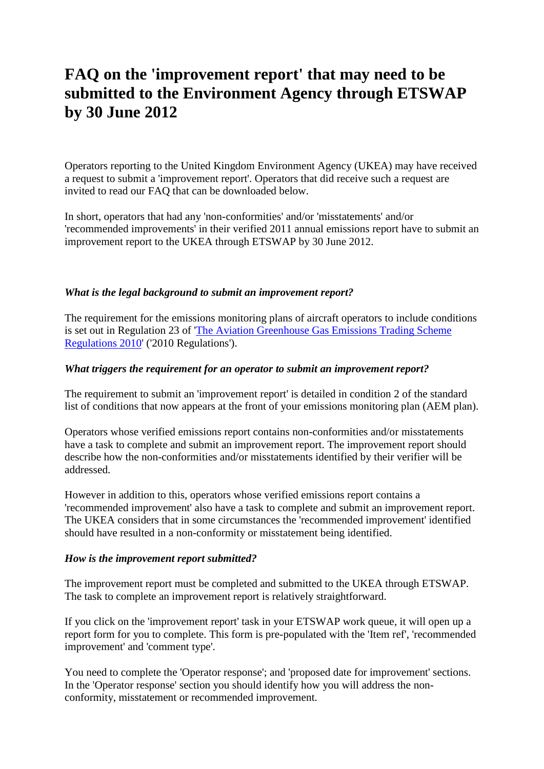# FAQ on the 'improvement report' that may need to be submitted to the Environment Agency through ETSWAP by 30 June 2012

Operators reporting to the United Kingdom Environment Agency (UKEA) may have received a request to submit a 'improvement report'. Operators that did receive such a request are invited to read our FAQ that can be downloaded below.

In short, operators that had any 'non-conformities' and/or 'misstatements' and/or 'recommended improvements' in their verified 2011 annual emissions report have to submit an improvement report to the UKEA through ETSWAP by 30 June 2012.

***What is the legal background to submit an improvement report?***

The requirement for the emissions monitoring plans of aircraft operators to include conditions is set out in Regulation 23 of '[The Aviation Greenhouse Gas Emissions Trading Scheme Regulations 2010]' ('2010 Regulations').

***What triggers the requirement for an operator to submit an improvement report?***

The requirement to submit an 'improvement report' is detailed in condition 2 of the standard list of conditions that now appears at the front of your emissions monitoring plan (AEM plan).

Operators whose verified emissions report contains non-conformities and/or misstatements have a task to complete and submit an improvement report. The improvement report should describe how the non-conformities and/or misstatements identified by their verifier will be addressed.

However in addition to this, operators whose verified emissions report contains a 'recommended improvement' also have a task to complete and submit an improvement report. The UKEA considers that in some circumstances the 'recommended improvement' identified should have resulted in a non-conformity or misstatement being identified.

***How is the improvement report submitted?***

The improvement report must be completed and submitted to the UKEA through ETSWAP. The task to complete an improvement report is relatively straightforward.

If you click on the 'improvement report' task in your ETSWAP work queue, it will open up a report form for you to complete. This form is pre-populated with the 'Item ref', 'recommended improvement' and 'comment type'.

You need to complete the 'Operator response'; and 'proposed date for improvement' sections. In the 'Operator response' section you should identify how you will address the non-conformity, misstatement or recommended improvement.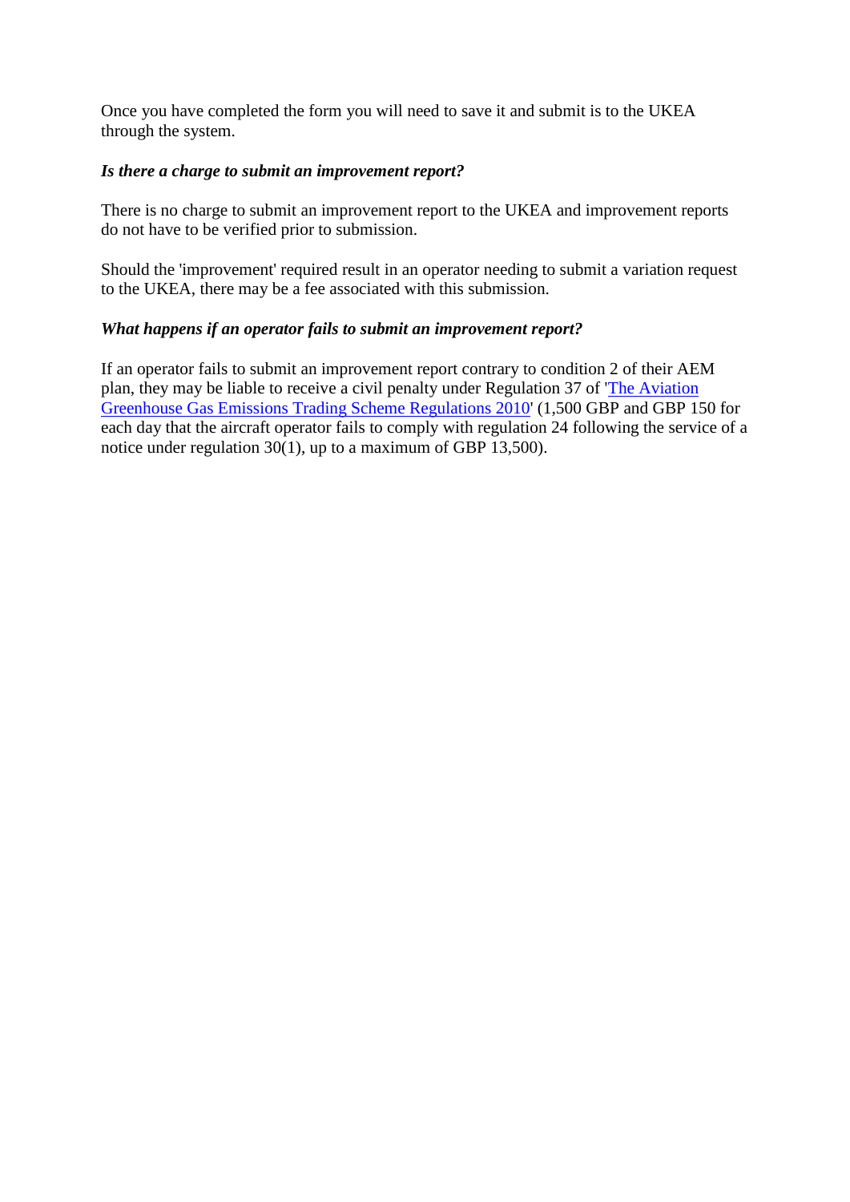Once you have completed the form you will need to save it and submit is to the UKEA through the system.

***Is there a charge to submit an improvement report?***

There is no charge to submit an improvement report to the UKEA and improvement reports do not have to be verified prior to submission.

Should the 'improvement' required result in an operator needing to submit a variation request to the UKEA, there may be a fee associated with this submission.

***What happens if an operator fails to submit an improvement report?***

If an operator fails to submit an improvement report contrary to condition 2 of their AEM plan, they may be liable to receive a civil penalty under Regulation 37 of '[The Aviation Greenhouse Gas Emissions Trading Scheme Regulations 2010]' (1,500 GBP and GBP 150 for each day that the aircraft operator fails to comply with regulation 24 following the service of a notice under regulation 30(1), up to a maximum of GBP 13,500).